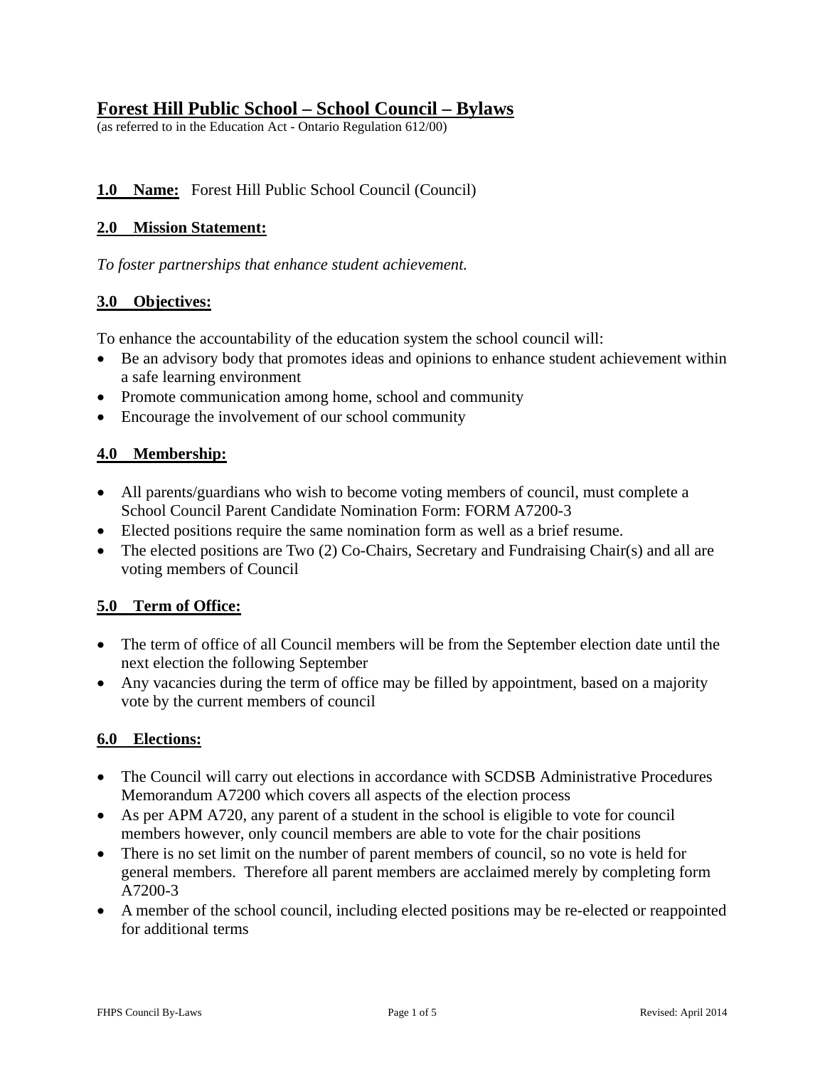# Forest Hill Public School – School Council – Bylaws

(as referred to in the Education Act - Ontario Regulation 612/00)

**1.0 Name:** Forest Hill Public School Council (Council)

## 2.0 Mission Statement:

*To foster partnerships that enhance student achievement.*

## 3.0 Objectives:

To enhance the accountability of the education system the school council will:

- Be an advisory body that promotes ideas and opinions to enhance student achievement within a safe learning environment
- Promote communication among home, school and community
- Encourage the involvement of our school community

## 4.0 Membership:

- All parents/guardians who wish to become voting members of council, must complete a School Council Parent Candidate Nomination Form: FORM A7200-3
- Elected positions require the same nomination form as well as a brief resume.
- The elected positions are Two (2) Co-Chairs, Secretary and Fundraising Chair(s) and all are voting members of Council

## 5.0 Term of Office:

- The term of office of all Council members will be from the September election date until the next election the following September
- Any vacancies during the term of office may be filled by appointment, based on a majority vote by the current members of council

## 6.0 Elections:

- The Council will carry out elections in accordance with SCDSB Administrative Procedures Memorandum A7200 which covers all aspects of the election process
- As per APM A720, any parent of a student in the school is eligible to vote for council members however, only council members are able to vote for the chair positions
- There is no set limit on the number of parent members of council, so no vote is held for general members. Therefore all parent members are acclaimed merely by completing form A7200-3
- A member of the school council, including elected positions may be re-elected or reappointed for additional terms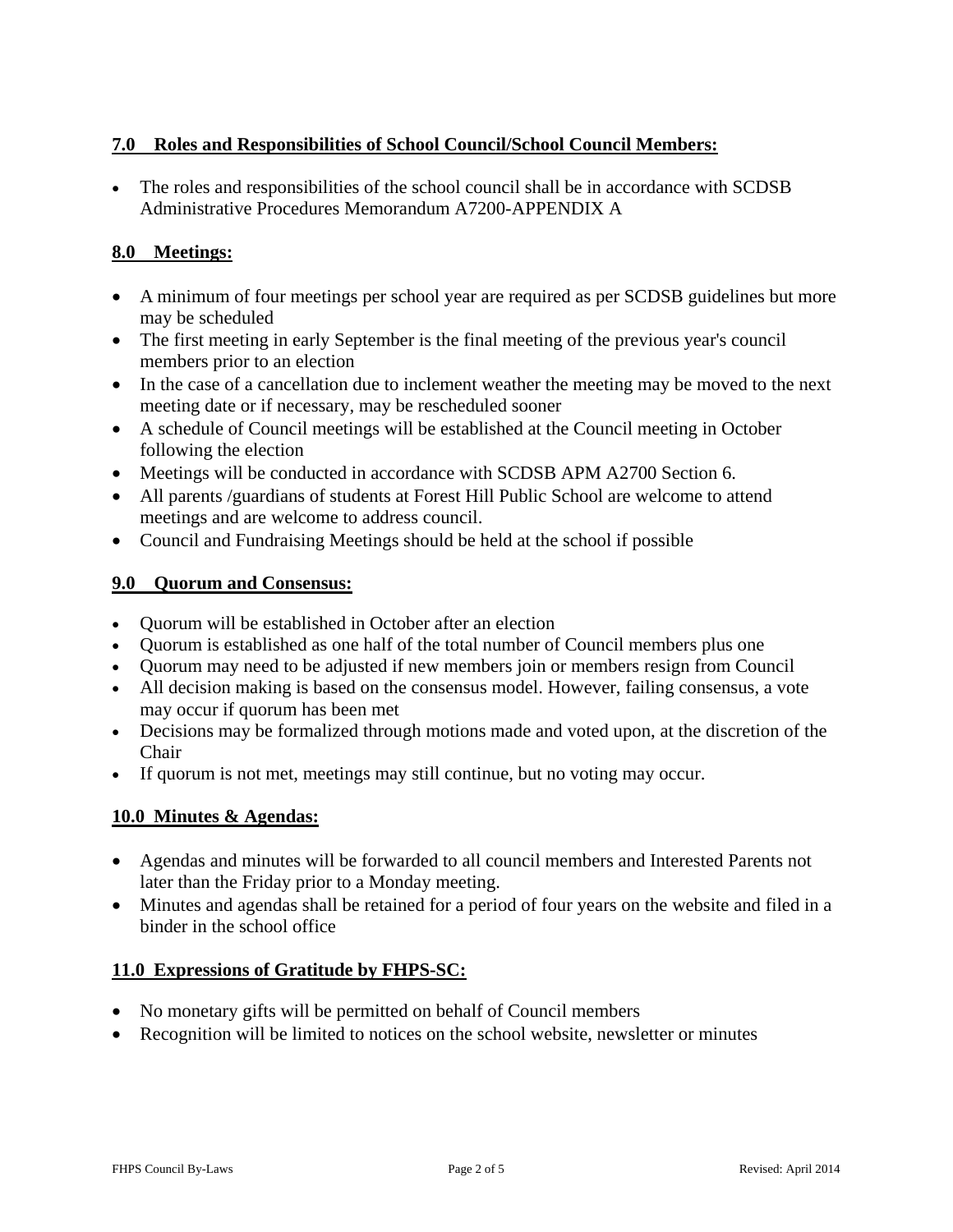## **7.0 Roles and Responsibilities of School Council/School Council Members:**

- The roles and responsibilities of the school council shall be in accordance with SCDSB Administrative Procedures Memorandum A7200-APPENDIX A

## **8.0 Meetings:**

- A minimum of four meetings per school year are required as per SCDSB guidelines but more may be scheduled
- The first meeting in early September is the final meeting of the previous year's council members prior to an election
- In the case of a cancellation due to inclement weather the meeting may be moved to the next meeting date or if necessary, may be rescheduled sooner
- A schedule of Council meetings will be established at the Council meeting in October following the election
- Meetings will be conducted in accordance with SCDSB APM A2700 Section 6.
- All parents /guardians of students at Forest Hill Public School are welcome to attend meetings and are welcome to address council.
- Council and Fundraising Meetings should be held at the school if possible

## **9.0 Quorum and Consensus:**

- Quorum will be established in October after an election
- Quorum is established as one half of the total number of Council members plus one
- Quorum may need to be adjusted if new members join or members resign from Council
- All decision making is based on the consensus model. However, failing consensus, a vote may occur if quorum has been met
- Decisions may be formalized through motions made and voted upon, at the discretion of the Chair
- If quorum is not met, meetings may still continue, but no voting may occur.

## **10.0 Minutes & Agendas:**

- Agendas and minutes will be forwarded to all council members and Interested Parents not later than the Friday prior to a Monday meeting.
- Minutes and agendas shall be retained for a period of four years on the website and filed in a binder in the school office

## **11.0 Expressions of Gratitude by FHPS-SC:**

- No monetary gifts will be permitted on behalf of Council members
- Recognition will be limited to notices on the school website, newsletter or minutes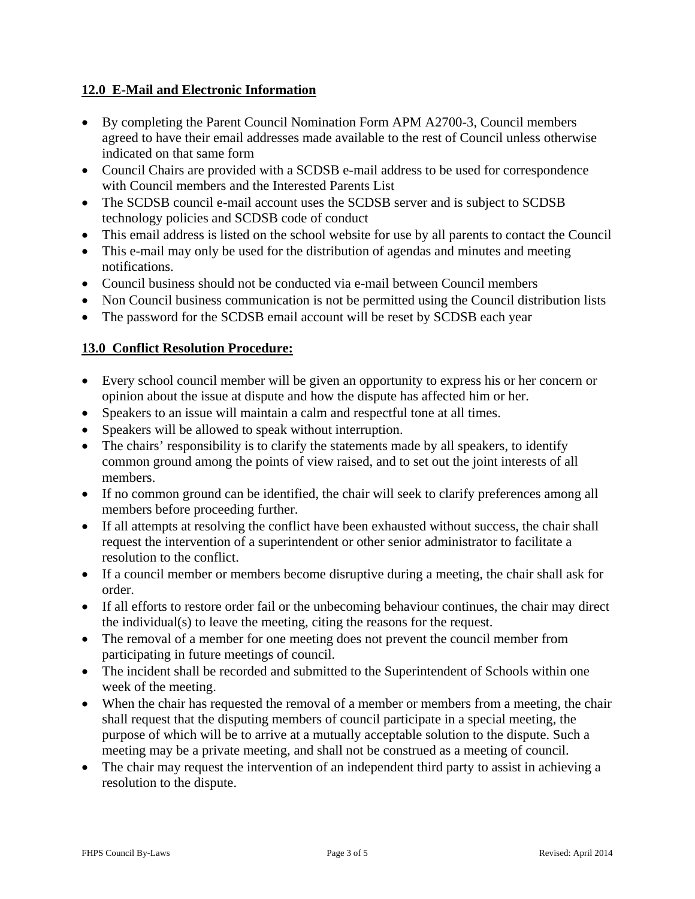## 12.0 E-Mail and Electronic Information

- By completing the Parent Council Nomination Form APM A2700-3, Council members agreed to have their email addresses made available to the rest of Council unless otherwise indicated on that same form
- Council Chairs are provided with a SCDSB e-mail address to be used for correspondence with Council members and the Interested Parents List
- The SCDSB council e-mail account uses the SCDSB server and is subject to SCDSB technology policies and SCDSB code of conduct
- This email address is listed on the school website for use by all parents to contact the Council
- This e-mail may only be used for the distribution of agendas and minutes and meeting notifications.
- Council business should not be conducted via e-mail between Council members
- Non Council business communication is not be permitted using the Council distribution lists
- The password for the SCDSB email account will be reset by SCDSB each year

## 13.0 Conflict Resolution Procedure:

- Every school council member will be given an opportunity to express his or her concern or opinion about the issue at dispute and how the dispute has affected him or her.
- Speakers to an issue will maintain a calm and respectful tone at all times.
- Speakers will be allowed to speak without interruption.
- The chairs' responsibility is to clarify the statements made by all speakers, to identify common ground among the points of view raised, and to set out the joint interests of all members.
- If no common ground can be identified, the chair will seek to clarify preferences among all members before proceeding further.
- If all attempts at resolving the conflict have been exhausted without success, the chair shall request the intervention of a superintendent or other senior administrator to facilitate a resolution to the conflict.
- If a council member or members become disruptive during a meeting, the chair shall ask for order.
- If all efforts to restore order fail or the unbecoming behaviour continues, the chair may direct the individual(s) to leave the meeting, citing the reasons for the request.
- The removal of a member for one meeting does not prevent the council member from participating in future meetings of council.
- The incident shall be recorded and submitted to the Superintendent of Schools within one week of the meeting.
- When the chair has requested the removal of a member or members from a meeting, the chair shall request that the disputing members of council participate in a special meeting, the purpose of which will be to arrive at a mutually acceptable solution to the dispute. Such a meeting may be a private meeting, and shall not be construed as a meeting of council.
- The chair may request the intervention of an independent third party to assist in achieving a resolution to the dispute.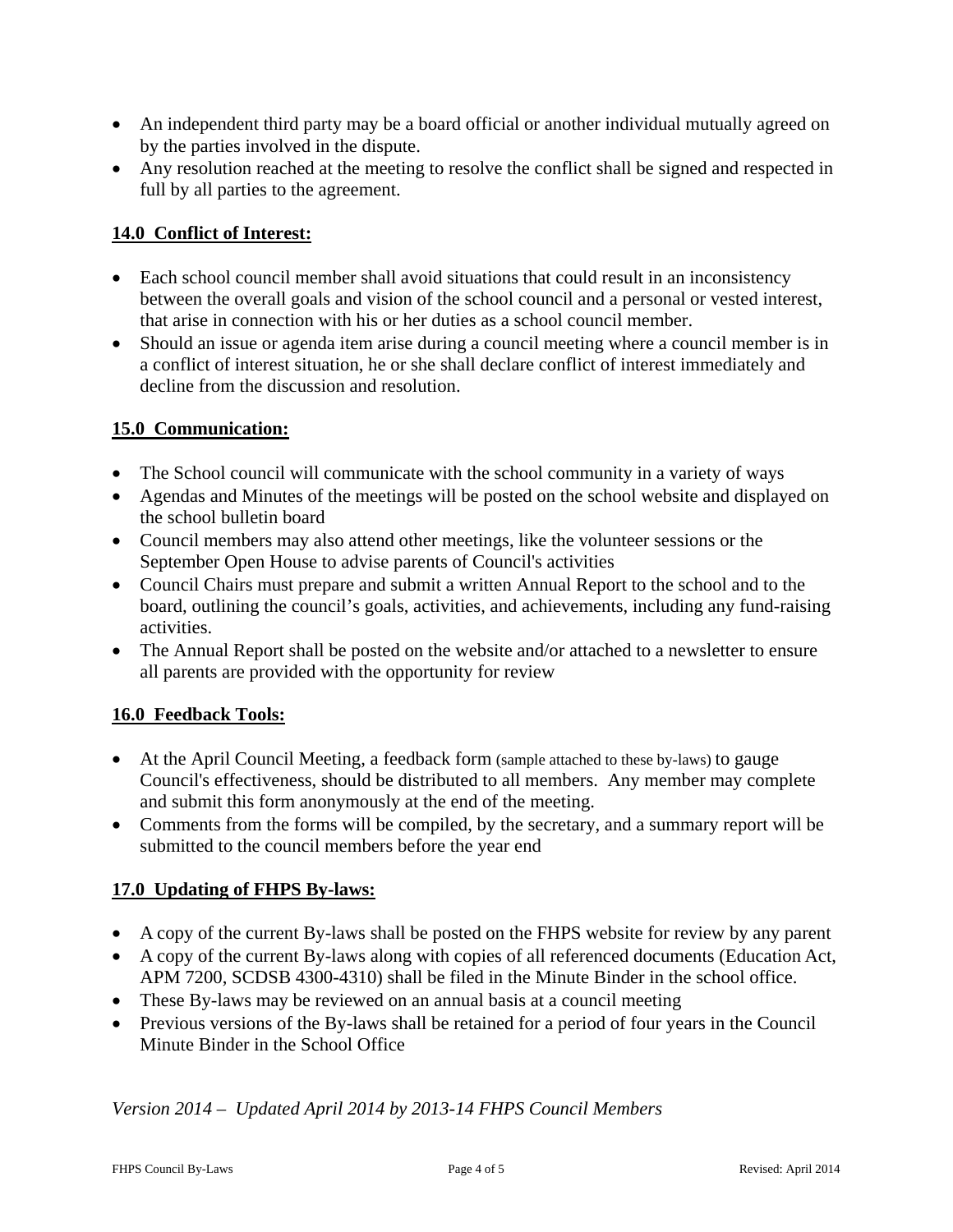- An independent third party may be a board official or another individual mutually agreed on by the parties involved in the dispute.
- Any resolution reached at the meeting to resolve the conflict shall be signed and respected in full by all parties to the agreement.

## **14.0 Conflict of Interest:**

- Each school council member shall avoid situations that could result in an inconsistency between the overall goals and vision of the school council and a personal or vested interest, that arise in connection with his or her duties as a school council member.
- Should an issue or agenda item arise during a council meeting where a council member is in a conflict of interest situation, he or she shall declare conflict of interest immediately and decline from the discussion and resolution.

## **15.0 Communication:**

- The School council will communicate with the school community in a variety of ways
- Agendas and Minutes of the meetings will be posted on the school website and displayed on the school bulletin board
- Council members may also attend other meetings, like the volunteer sessions or the September Open House to advise parents of Council's activities
- Council Chairs must prepare and submit a written Annual Report to the school and to the board, outlining the council's goals, activities, and achievements, including any fund-raising activities.
- The Annual Report shall be posted on the website and/or attached to a newsletter to ensure all parents are provided with the opportunity for review

## **16.0 Feedback Tools:**

- At the April Council Meeting, a feedback form (sample attached to these by-laws) to gauge Council's effectiveness, should be distributed to all members. Any member may complete and submit this form anonymously at the end of the meeting.
- Comments from the forms will be compiled, by the secretary, and a summary report will be submitted to the council members before the year end

## **17.0 Updating of FHPS By-laws:**

- A copy of the current By-laws shall be posted on the FHPS website for review by any parent
- A copy of the current By-laws along with copies of all referenced documents (Education Act, APM 7200, SCDSB 4300-4310) shall be filed in the Minute Binder in the school office.
- These By-laws may be reviewed on an annual basis at a council meeting
- Previous versions of the By-laws shall be retained for a period of four years in the Council Minute Binder in the School Office

*Version 2014 – Updated April 2014 by 2013-14 FHPS Council Members*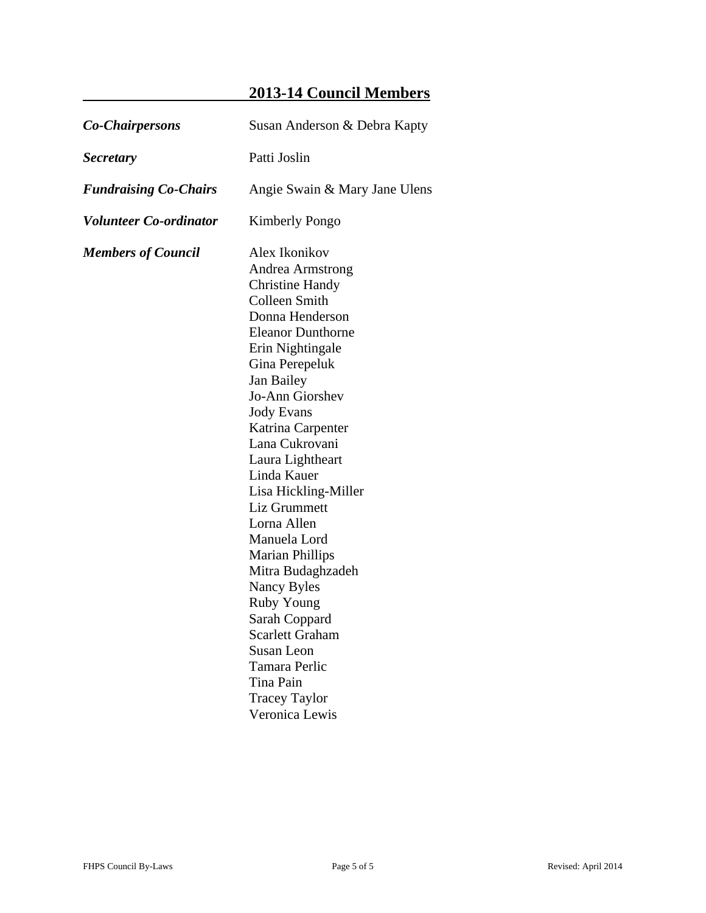## 2013-14 Council Members

| | |
|---|---|
| ***Co-Chairpersons*** | Susan Anderson & Debra Kapty |
| ***Secretary*** | Patti Joslin |
| ***Fundraising Co-Chairs*** | Angie Swain & Mary Jane Ulens |
| ***Volunteer Co-ordinator*** | Kimberly Pongo |
| ***Members of Council*** | Alex Ikonikov<br>Andrea Armstrong<br>Christine Handy<br>Colleen Smith<br>Donna Henderson<br>Eleanor Dunthorne<br>Erin Nightingale<br>Gina Perepeluk<br>Jan Bailey<br>Jo-Ann Giorshev<br>Jody Evans<br>Katrina Carpenter<br>Lana Cukrovani<br>Laura Lightheart<br>Linda Kauer<br>Lisa Hickling-Miller<br>Liz Grummett<br>Lorna Allen<br>Manuela Lord<br>Marian Phillips<br>Mitra Budaghzadeh<br>Nancy Byles<br>Ruby Young<br>Sarah Coppard<br>Scarlett Graham<br>Susan Leon<br>Tamara Perlic<br>Tina Pain<br>Tracey Taylor<br>Veronica Lewis |